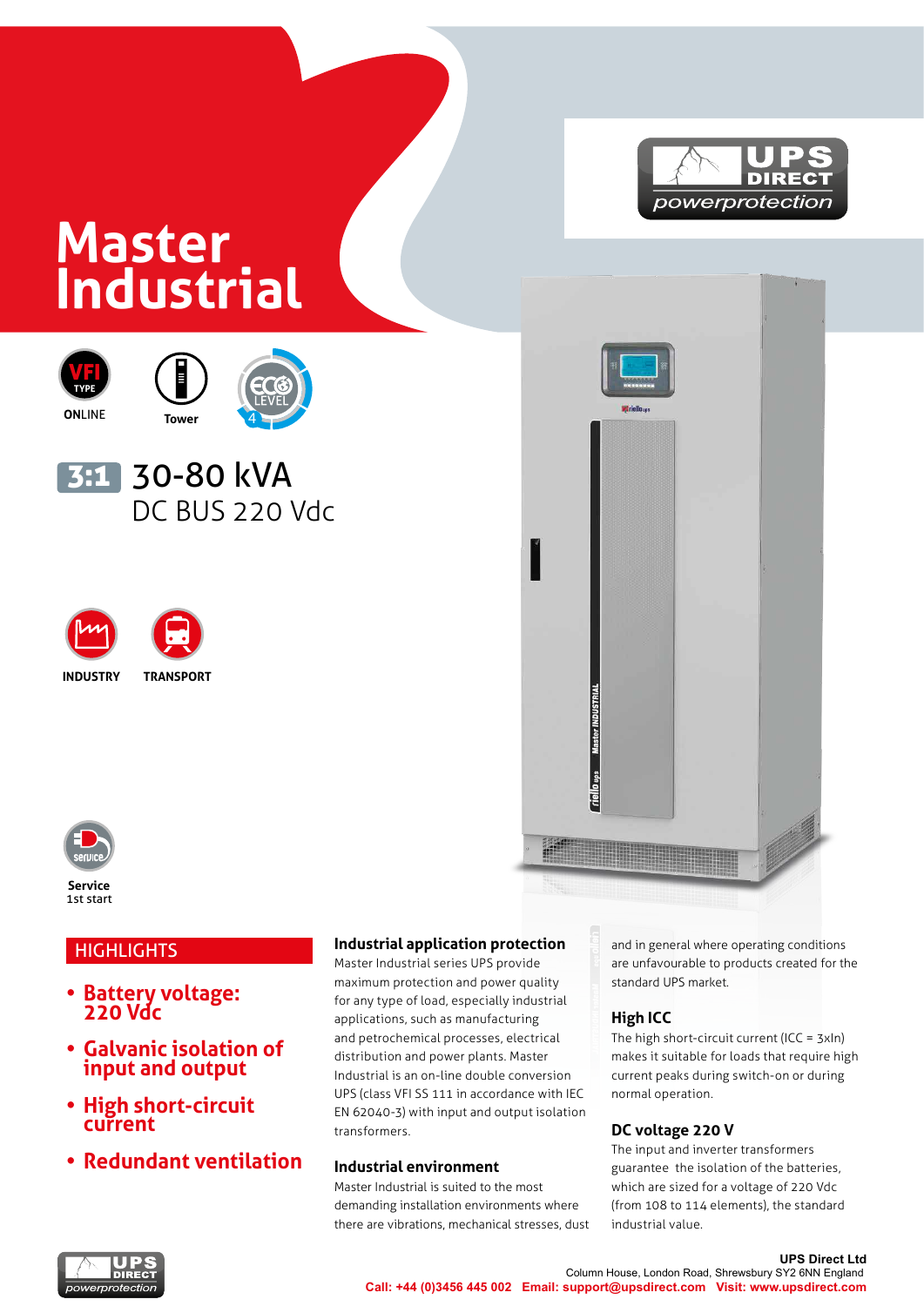# Master Industrial

VFI TYPE ONLINE

Tower

ECO LEVEL 4

3:1 30-80 kVA

DC BUS 220 Vdc

INDUSTRY

TRANSPORT

Service 1st start

## HIGHLIGHTS

- **Battery voltage: 220 Vdc**
- **Galvanic isolation of input and output**
- **High short-circuit current**
- **Redundant ventilation**

### Industrial application protection

Master Industrial series UPS provide maximum protection and power quality for any type of load, especially industrial applications, such as manufacturing and petrochemical processes, electrical distribution and power plants. Master Industrial is an on-line double conversion UPS (class VFI SS 111 in accordance with IEC EN 62040-3) with input and output isolation transformers.

### Industrial environment

Master Industrial is suited to the most demanding installation environments where there are vibrations, mechanical stresses, dust and in general where operating conditions are unfavourable to products created for the standard UPS market.

### High ICC

The high short-circuit current (ICC = 3xIn) makes it suitable for loads that require high current peaks during switch-on or during normal operation.

### DC voltage 220 V

The input and inverter transformers guarantee the isolation of the batteries, which are sized for a voltage of 220 Vdc (from 108 to 114 elements), the standard industrial value.

UPS Direct Ltd
Column House, London Road, Shrewsbury SY2 6NN England
Call: +44 (0)3456 445 002 Email: support@upsdirect.com Visit: www.upsdirect.com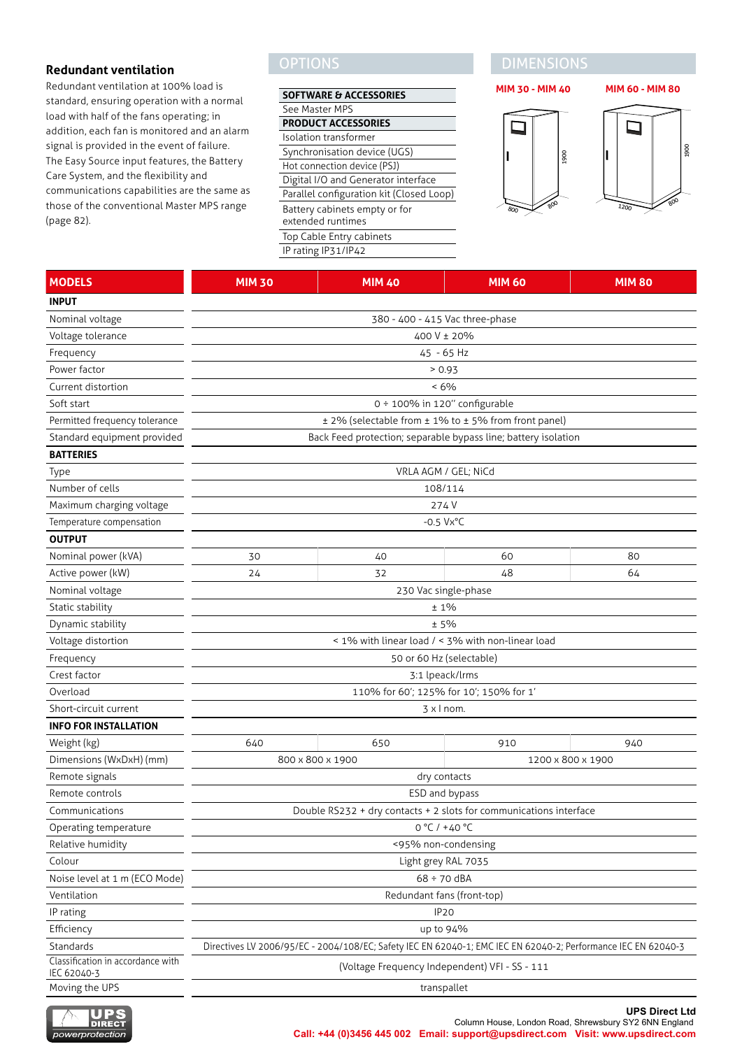## Redundant ventilation

Redundant ventilation at 100% load is standard, ensuring operation with a normal load with half of the fans operating; in addition, each fan is monitored and an alarm signal is provided in the event of failure. The Easy Source input features, the Battery Care System, and the flexibility and communications capabilities are the same as those of the conventional Master MPS range (page 82).

## OPTIONS

| SOFTWARE & ACCESSORIES |
|---|
| See Master MPS |
| **PRODUCT ACCESSORIES** |
| Isolation transformer |
| Synchronisation device (UGS) |
| Hot connection device (PSJ) |
| Digital I/O and Generator interface |
| Parallel configuration kit (Closed Loop) |
| Battery cabinets empty or for extended runtimes |
| Top Cable Entry cabinets |
| IP rating IP31/IP42 |

## DIMENSIONS

MIM 30 - MIM 40

1900
800
800

MIM 60 - MIM 80

1900
1200
800

| MODELS | MIM 30 | MIM 40 | MIM 60 | MIM 80 |
|---|---|---|---|---|
| **INPUT** | | | | |
| Nominal voltage | 380 - 400 - 415 Vac three-phase | | | |
| Voltage tolerance | 400 V ± 20% | | | |
| Frequency | 45 - 65 Hz | | | |
| Power factor | > 0.93 | | | |
| Current distortion | < 6% | | | |
| Soft start | 0 ÷ 100% in 120'' configurable | | | |
| Permitted frequency tolerance | ± 2% (selectable from ± 1% to ± 5% from front panel) | | | |
| Standard equipment provided | Back Feed protection; separable bypass line; battery isolation | | | |
| **BATTERIES** | | | | |
| Type | VRLA AGM / GEL; NiCd | | | |
| Number of cells | 108/114 | | | |
| Maximum charging voltage | 274 V | | | |
| Temperature compensation | -0.5 Vx°C | | | |
| **OUTPUT** | | | | |
| Nominal power (kVA) | 30 | 40 | 60 | 80 |
| Active power (kW) | 24 | 32 | 48 | 64 |
| Nominal voltage | 230 Vac single-phase | | | |
| Static stability | ± 1% | | | |
| Dynamic stability | ± 5% | | | |
| Voltage distortion | < 1% with linear load / < 3% with non-linear load | | | |
| Frequency | 50 or 60 Hz (selectable) | | | |
| Crest factor | 3:1 Ipeack/Irms | | | |
| Overload | 110% for 60'; 125% for 10'; 150% for 1' | | | |
| Short-circuit current | 3 x I nom. | | | |
| **INFO FOR INSTALLATION** | | | | |
| Weight (kg) | 640 | 650 | 910 | 940 |
| Dimensions (WxDxH) (mm) | 800 x 800 x 1900 | | 1200 x 800 x 1900 | |
| Remote signals | dry contacts | | | |
| Remote controls | ESD and bypass | | | |
| Communications | Double RS232 + dry contacts + 2 slots for communications interface | | | |
| Operating temperature | 0 °C / +40 °C | | | |
| Relative humidity | <95% non-condensing | | | |
| Colour | Light grey RAL 7035 | | | |
| Noise level at 1 m (ECO Mode) | 68 ÷ 70 dBA | | | |
| Ventilation | Redundant fans (front-top) | | | |
| IP rating | IP20 | | | |
| Efficiency | up to 94% | | | |
| Standards | Directives LV 2006/95/EC - 2004/108/EC; Safety IEC EN 62040-1; EMC IEC EN 62040-2; Performance IEC EN 62040-3 | | | |
| Classification in accordance with IEC 62040-3 | (Voltage Frequency Independent) VFI - SS - 111 | | | |
| Moving the UPS | transpallet | | | |

UPS DIRECT powerprotection

**UPS Direct Ltd**
Column House, London Road, Shrewsbury SY2 6NN England
**Call: +44 (0)3456 445 002 Email: support@upsdirect.com Visit: www.upsdirect.com**